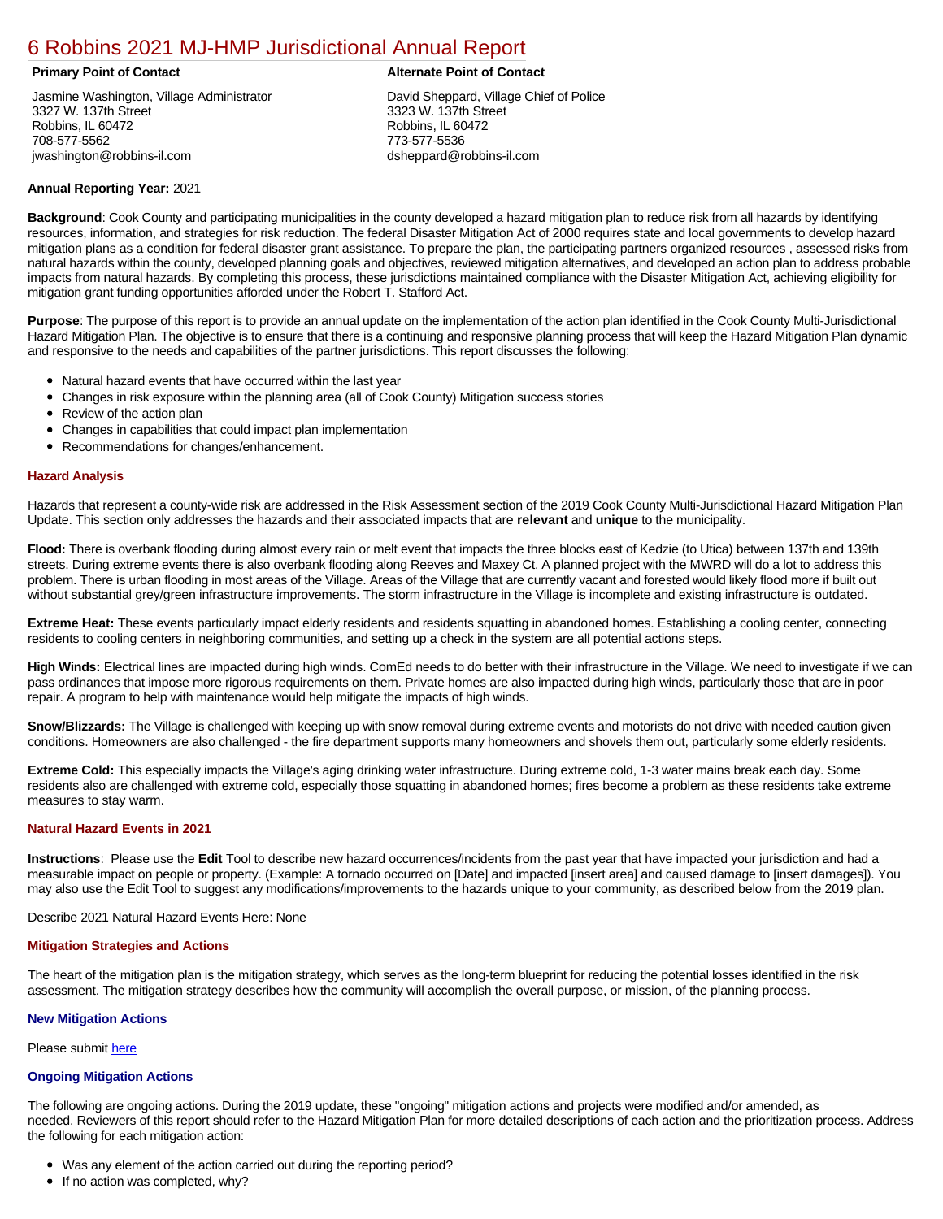# 6 Robbins 2021 MJ-HMP Jurisdictional Annual Report

**Primary Point of Contact**

Jasmine Washington, Village Administrator
3327 W. 137th Street
Robbins, IL 60472
708-577-5562
jwashington@robbins-il.com

**Alternate Point of Contact**

David Sheppard, Village Chief of Police
3323 W. 137th Street
Robbins, IL 60472
773-577-5536
dsheppard@robbins-il.com

**Annual Reporting Year:** 2021

**Background**: Cook County and participating municipalities in the county developed a hazard mitigation plan to reduce risk from all hazards by identifying resources, information, and strategies for risk reduction. The federal Disaster Mitigation Act of 2000 requires state and local governments to develop hazard mitigation plans as a condition for federal disaster grant assistance. To prepare the plan, the participating partners organized resources , assessed risks from natural hazards within the county, developed planning goals and objectives, reviewed mitigation alternatives, and developed an action plan to address probable impacts from natural hazards. By completing this process, these jurisdictions maintained compliance with the Disaster Mitigation Act, achieving eligibility for mitigation grant funding opportunities afforded under the Robert T. Stafford Act.

**Purpose**: The purpose of this report is to provide an annual update on the implementation of the action plan identified in the Cook County Multi-Jurisdictional Hazard Mitigation Plan. The objective is to ensure that there is a continuing and responsive planning process that will keep the Hazard Mitigation Plan dynamic and responsive to the needs and capabilities of the partner jurisdictions. This report discusses the following:

- Natural hazard events that have occurred within the last year
- Changes in risk exposure within the planning area (all of Cook County) Mitigation success stories
- Review of the action plan
- Changes in capabilities that could impact plan implementation
- Recommendations for changes/enhancement.

### Hazard Analysis

Hazards that represent a county-wide risk are addressed in the Risk Assessment section of the 2019 Cook County Multi-Jurisdictional Hazard Mitigation Plan Update. This section only addresses the hazards and their associated impacts that are **relevant** and **unique** to the municipality.

**Flood:** There is overbank flooding during almost every rain or melt event that impacts the three blocks east of Kedzie (to Utica) between 137th and 139th streets. During extreme events there is also overbank flooding along Reeves and Maxey Ct. A planned project with the MWRD will do a lot to address this problem. There is urban flooding in most areas of the Village. Areas of the Village that are currently vacant and forested would likely flood more if built out without substantial grey/green infrastructure improvements. The storm infrastructure in the Village is incomplete and existing infrastructure is outdated.

**Extreme Heat:** These events particularly impact elderly residents and residents squatting in abandoned homes. Establishing a cooling center, connecting residents to cooling centers in neighboring communities, and setting up a check in the system are all potential actions steps.

**High Winds:** Electrical lines are impacted during high winds. ComEd needs to do better with their infrastructure in the Village. We need to investigate if we can pass ordinances that impose more rigorous requirements on them. Private homes are also impacted during high winds, particularly those that are in poor repair. A program to help with maintenance would help mitigate the impacts of high winds.

**Snow/Blizzards:** The Village is challenged with keeping up with snow removal during extreme events and motorists do not drive with needed caution given conditions. Homeowners are also challenged - the fire department supports many homeowners and shovels them out, particularly some elderly residents.

**Extreme Cold:** This especially impacts the Village's aging drinking water infrastructure. During extreme cold, 1-3 water mains break each day. Some residents also are challenged with extreme cold, especially those squatting in abandoned homes; fires become a problem as these residents take extreme measures to stay warm.

### Natural Hazard Events in 2021

**Instructions**: Please use the **Edit** Tool to describe new hazard occurrences/incidents from the past year that have impacted your jurisdiction and had a measurable impact on people or property. (Example: A tornado occurred on [Date] and impacted [insert area] and caused damage to [insert damages]). You may also use the Edit Tool to suggest any modifications/improvements to the hazards unique to your community, as described below from the 2019 plan.

Describe 2021 Natural Hazard Events Here: None

### Mitigation Strategies and Actions

The heart of the mitigation plan is the mitigation strategy, which serves as the long-term blueprint for reducing the potential losses identified in the risk assessment. The mitigation strategy describes how the community will accomplish the overall purpose, or mission, of the planning process.

#### New Mitigation Actions

Please submit here

#### Ongoing Mitigation Actions

The following are ongoing actions. During the 2019 update, these "ongoing" mitigation actions and projects were modified and/or amended, as needed. Reviewers of this report should refer to the Hazard Mitigation Plan for more detailed descriptions of each action and the prioritization process. Address the following for each mitigation action:

- Was any element of the action carried out during the reporting period?
- If no action was completed, why?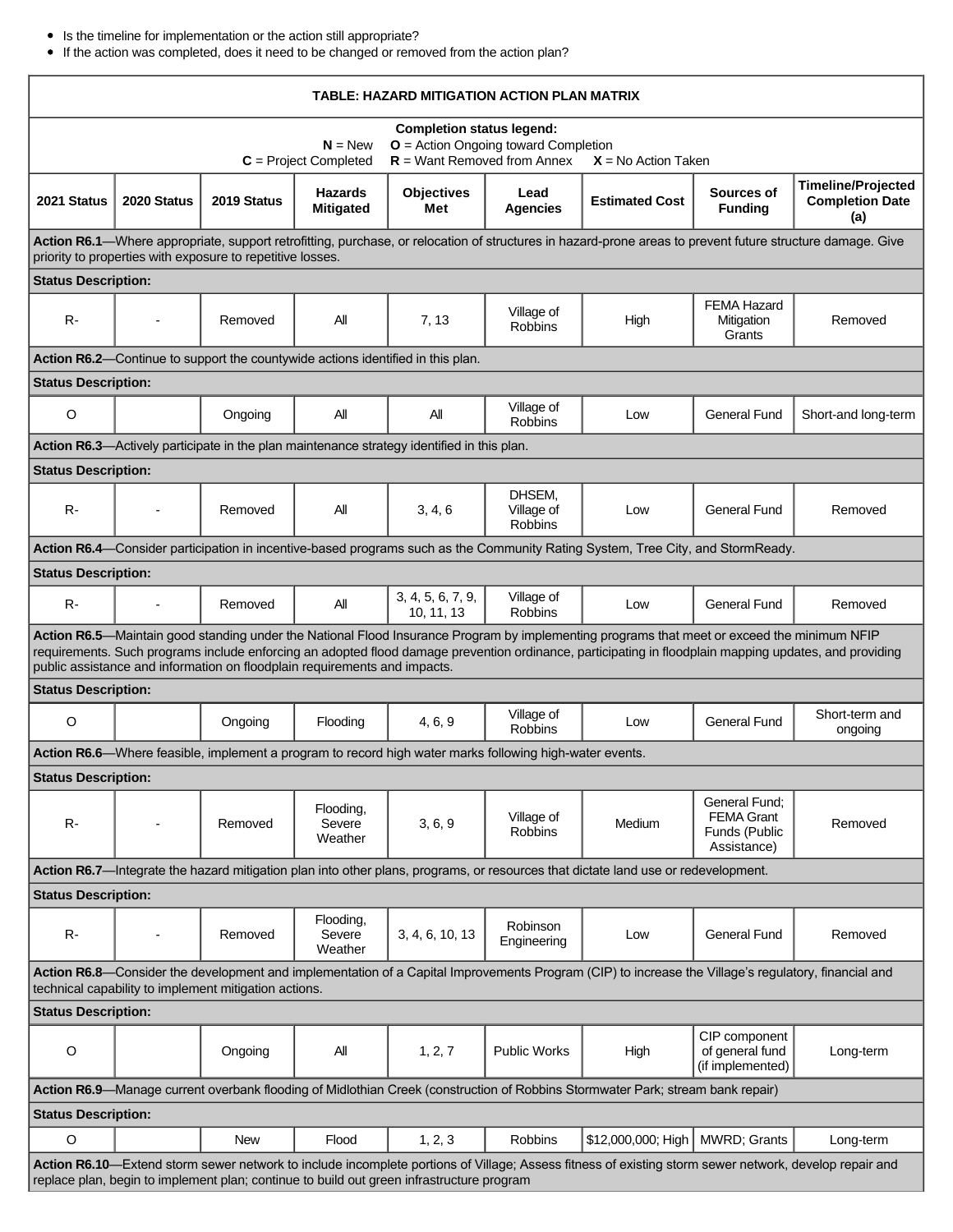- Is the timeline for implementation or the action still appropriate?
- If the action was completed, does it need to be changed or removed from the action plan?

| TABLE: HAZARD MITIGATION ACTION PLAN MATRIX | | | | | | | | |
|---|---|---|---|---|---|---|---|---|
| **Completion status legend:** **N** = New **O** = Action Ongoing toward Completion **C** = Project Completed **R** = Want Removed from Annex **X** = No Action Taken | | | | | | | | |
| **2021 Status** | **2020 Status** | **2019 Status** | **Hazards Mitigated** | **Objectives Met** | **Lead Agencies** | **Estimated Cost** | **Sources of Funding** | **Timeline/Projected Completion Date (a)** |
| **Action R6.1**—Where appropriate, support retrofitting, purchase, or relocation of structures in hazard-prone areas to prevent future structure damage. Give priority to properties with exposure to repetitive losses. | | | | | | | | |
| **Status Description:** | | | | | | | | |
| R- | - | Removed | All | 7, 13 | Village of Robbins | High | FEMA Hazard Mitigation Grants | Removed |
| **Action R6.2**—Continue to support the countywide actions identified in this plan. | | | | | | | | |
| **Status Description:** | | | | | | | | |
| O | | Ongoing | All | All | Village of Robbins | Low | General Fund | Short-and long-term |
| **Action R6.3**—Actively participate in the plan maintenance strategy identified in this plan. | | | | | | | | |
| **Status Description:** | | | | | | | | |
| R- | - | Removed | All | 3, 4, 6 | DHSEM, Village of Robbins | Low | General Fund | Removed |
| **Action R6.4**—Consider participation in incentive-based programs such as the Community Rating System, Tree City, and StormReady. | | | | | | | | |
| **Status Description:** | | | | | | | | |
| R- | - | Removed | All | 3, 4, 5, 6, 7, 9, 10, 11, 13 | Village of Robbins | Low | General Fund | Removed |
| **Action R6.5**—Maintain good standing under the National Flood Insurance Program by implementing programs that meet or exceed the minimum NFIP requirements. Such programs include enforcing an adopted flood damage prevention ordinance, participating in floodplain mapping updates, and providing public assistance and information on floodplain requirements and impacts. | | | | | | | | |
| **Status Description:** | | | | | | | | |
| O | | Ongoing | Flooding | 4, 6, 9 | Village of Robbins | Low | General Fund | Short-term and ongoing |
| **Action R6.6**—Where feasible, implement a program to record high water marks following high-water events. | | | | | | | | |
| **Status Description:** | | | | | | | | |
| R- | - | Removed | Flooding, Severe Weather | 3, 6, 9 | Village of Robbins | Medium | General Fund; FEMA Grant Funds (Public Assistance) | Removed |
| **Action R6.7**—Integrate the hazard mitigation plan into other plans, programs, or resources that dictate land use or redevelopment. | | | | | | | | |
| **Status Description:** | | | | | | | | |
| R- | - | Removed | Flooding, Severe Weather | 3, 4, 6, 10, 13 | Robinson Engineering | Low | General Fund | Removed |
| **Action R6.8**—Consider the development and implementation of a Capital Improvements Program (CIP) to increase the Village's regulatory, financial and technical capability to implement mitigation actions. | | | | | | | | |
| **Status Description:** | | | | | | | | |
| O | | Ongoing | All | 1, 2, 7 | Public Works | High | CIP component of general fund (if implemented) | Long-term |
| **Action R6.9**—Manage current overbank flooding of Midlothian Creek (construction of Robbins Stormwater Park; stream bank repair) | | | | | | | | |
| **Status Description:** | | | | | | | | |
| O | | New | Flood | 1, 2, 3 | Robbins | $12,000,000; High | MWRD; Grants | Long-term |
| **Action R6.10**—Extend storm sewer network to include incomplete portions of Village; Assess fitness of existing storm sewer network, develop repair and replace plan, begin to implement plan; continue to build out green infrastructure program | | | | | | | | |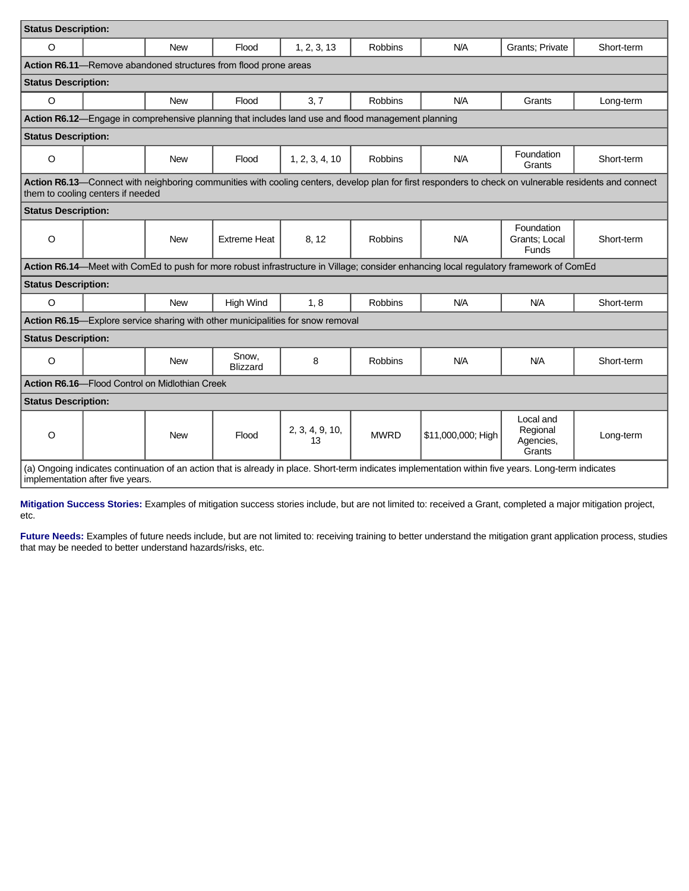| | | | | | | | | |
|---|---|---|---|---|---|---|---|---|
| **Status Description:** | | | | | | | | |
| O | | New | Flood | 1, 2, 3, 13 | Robbins | N/A | Grants; Private | Short-term |
| **Action R6.11**—Remove abandoned structures from flood prone areas | | | | | | | | |
| **Status Description:** | | | | | | | | |
| O | | New | Flood | 3, 7 | Robbins | N/A | Grants | Long-term |
| **Action R6.12**—Engage in comprehensive planning that includes land use and flood management planning | | | | | | | | |
| **Status Description:** | | | | | | | | |
| O | | New | Flood | 1, 2, 3, 4, 10 | Robbins | N/A | Foundation Grants | Short-term |
| **Action R6.13**—Connect with neighboring communities with cooling centers, develop plan for first responders to check on vulnerable residents and connect them to cooling centers if needed | | | | | | | | |
| **Status Description:** | | | | | | | | |
| O | | New | Extreme Heat | 8, 12 | Robbins | N/A | Foundation Grants; Local Funds | Short-term |
| **Action R6.14**—Meet with ComEd to push for more robust infrastructure in Village; consider enhancing local regulatory framework of ComEd | | | | | | | | |
| **Status Description:** | | | | | | | | |
| O | | New | High Wind | 1, 8 | Robbins | N/A | N/A | Short-term |
| **Action R6.15**—Explore service sharing with other municipalities for snow removal | | | | | | | | |
| **Status Description:** | | | | | | | | |
| O | | New | Snow, Blizzard | 8 | Robbins | N/A | N/A | Short-term |
| **Action R6.16**—Flood Control on Midlothian Creek | | | | | | | | |
| **Status Description:** | | | | | | | | |
| O | | New | Flood | 2, 3, 4, 9, 10, 13 | MWRD | $11,000,000; High | Local and Regional Agencies, Grants | Long-term |
| (a) Ongoing indicates continuation of an action that is already in place. Short-term indicates implementation within five years. Long-term indicates implementation after five years. | | | | | | | | |

**Mitigation Success Stories:** Examples of mitigation success stories include, but are not limited to: received a Grant, completed a major mitigation project, etc.

**Future Needs:** Examples of future needs include, but are not limited to: receiving training to better understand the mitigation grant application process, studies that may be needed to better understand hazards/risks, etc.